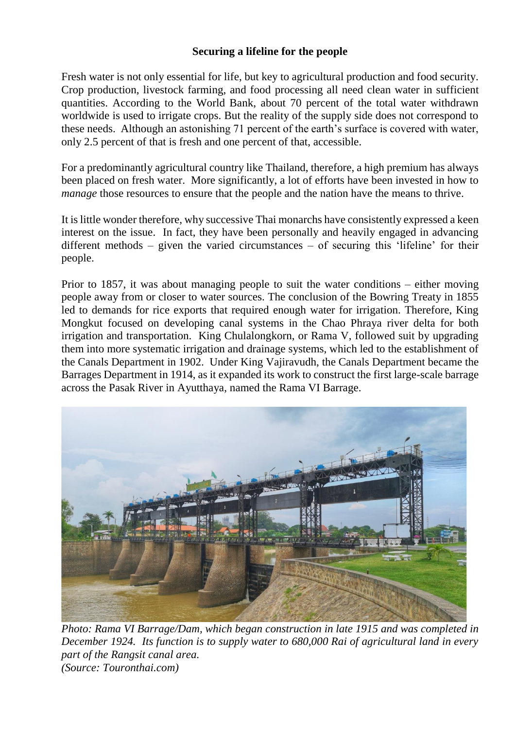**Securing a lifeline for the people**

Fresh water is not only essential for life, but key to agricultural production and food security. Crop production, livestock farming, and food processing all need clean water in sufficient quantities. According to the World Bank, about 70 percent of the total water withdrawn worldwide is used to irrigate crops. But the reality of the supply side does not correspond to these needs. Although an astonishing 71 percent of the earth's surface is covered with water, only 2.5 percent of that is fresh and one percent of that, accessible.

For a predominantly agricultural country like Thailand, therefore, a high premium has always been placed on fresh water. More significantly, a lot of efforts have been invested in how to *manage* those resources to ensure that the people and the nation have the means to thrive.

It is little wonder therefore, why successive Thai monarchs have consistently expressed a keen interest on the issue. In fact, they have been personally and heavily engaged in advancing different methods – given the varied circumstances – of securing this 'lifeline' for their people.

Prior to 1857, it was about managing people to suit the water conditions – either moving people away from or closer to water sources. The conclusion of the Bowring Treaty in 1855 led to demands for rice exports that required enough water for irrigation. Therefore, King Mongkut focused on developing canal systems in the Chao Phraya river delta for both irrigation and transportation. King Chulalongkorn, or Rama V, followed suit by upgrading them into more systematic irrigation and drainage systems, which led to the establishment of the Canals Department in 1902. Under King Vajiravudh, the Canals Department became the Barrages Department in 1914, as it expanded its work to construct the first large-scale barrage across the Pasak River in Ayutthaya, named the Rama VI Barrage.

*Photo: Rama VI Barrage/Dam, which began construction in late 1915 and was completed in December 1924. Its function is to supply water to 680,000 Rai of agricultural land in every part of the Rangsit canal area.*
*(Source: Touronthai.com)*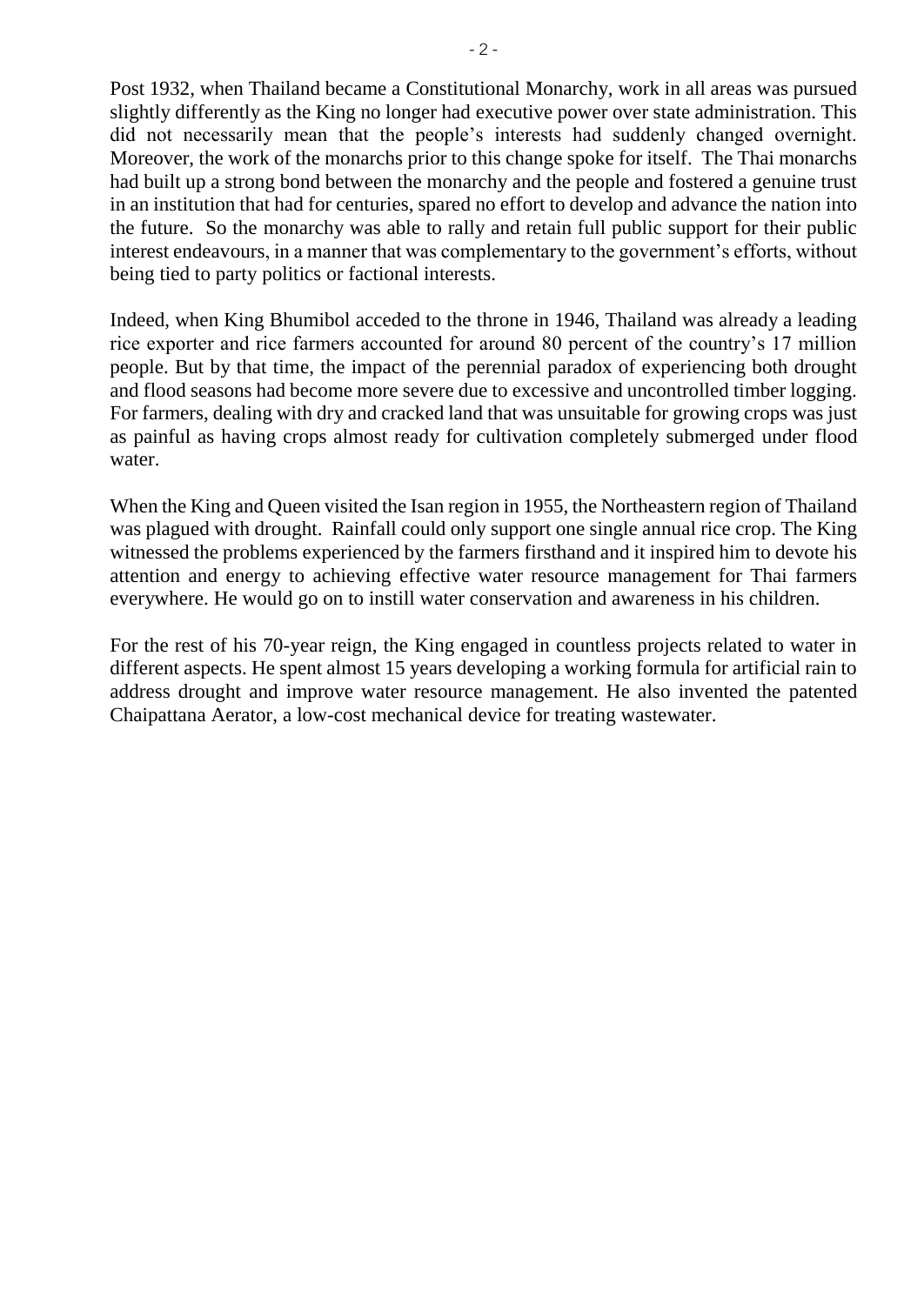Post 1932, when Thailand became a Constitutional Monarchy, work in all areas was pursued slightly differently as the King no longer had executive power over state administration. This did not necessarily mean that the people's interests had suddenly changed overnight. Moreover, the work of the monarchs prior to this change spoke for itself. The Thai monarchs had built up a strong bond between the monarchy and the people and fostered a genuine trust in an institution that had for centuries, spared no effort to develop and advance the nation into the future. So the monarchy was able to rally and retain full public support for their public interest endeavours, in a manner that was complementary to the government's efforts, without being tied to party politics or factional interests.

Indeed, when King Bhumibol acceded to the throne in 1946, Thailand was already a leading rice exporter and rice farmers accounted for around 80 percent of the country's 17 million people. But by that time, the impact of the perennial paradox of experiencing both drought and flood seasons had become more severe due to excessive and uncontrolled timber logging. For farmers, dealing with dry and cracked land that was unsuitable for growing crops was just as painful as having crops almost ready for cultivation completely submerged under flood water.

When the King and Queen visited the Isan region in 1955, the Northeastern region of Thailand was plagued with drought. Rainfall could only support one single annual rice crop. The King witnessed the problems experienced by the farmers firsthand and it inspired him to devote his attention and energy to achieving effective water resource management for Thai farmers everywhere. He would go on to instill water conservation and awareness in his children.

For the rest of his 70-year reign, the King engaged in countless projects related to water in different aspects. He spent almost 15 years developing a working formula for artificial rain to address drought and improve water resource management. He also invented the patented Chaipattana Aerator, a low-cost mechanical device for treating wastewater.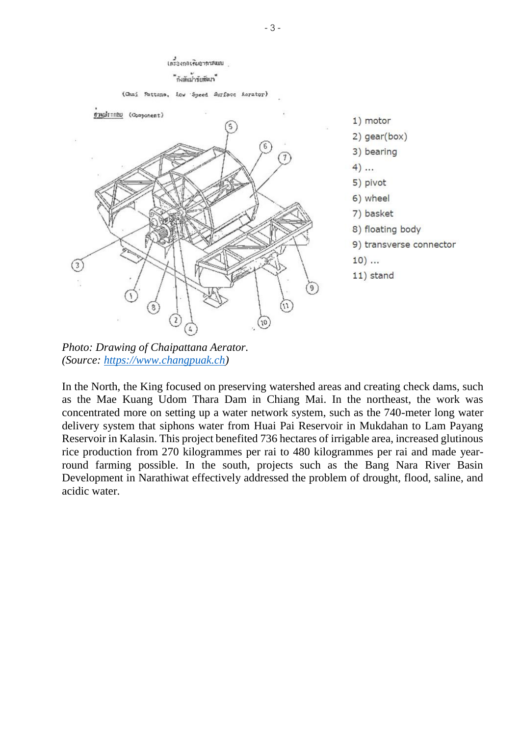1) motor
2) gear(box)
3) bearing
4) ...
5) pivot
6) wheel
7) basket
8) floating body
9) transverse connector
10) ...
11) stand

*Photo: Drawing of Chaipattana Aerator.*
*(Source: [https://www.changpuak.ch](https://www.changpuak.ch))*

In the North, the King focused on preserving watershed areas and creating check dams, such as the Mae Kuang Udom Thara Dam in Chiang Mai. In the northeast, the work was concentrated more on setting up a water network system, such as the 740-meter long water delivery system that siphons water from Huai Pai Reservoir in Mukdahan to Lam Payang Reservoir in Kalasin. This project benefited 736 hectares of irrigable area, increased glutinous rice production from 270 kilogrammes per rai to 480 kilogrammes per rai and made year-round farming possible. In the south, projects such as the Bang Nara River Basin Development in Narathiwat effectively addressed the problem of drought, flood, saline, and acidic water.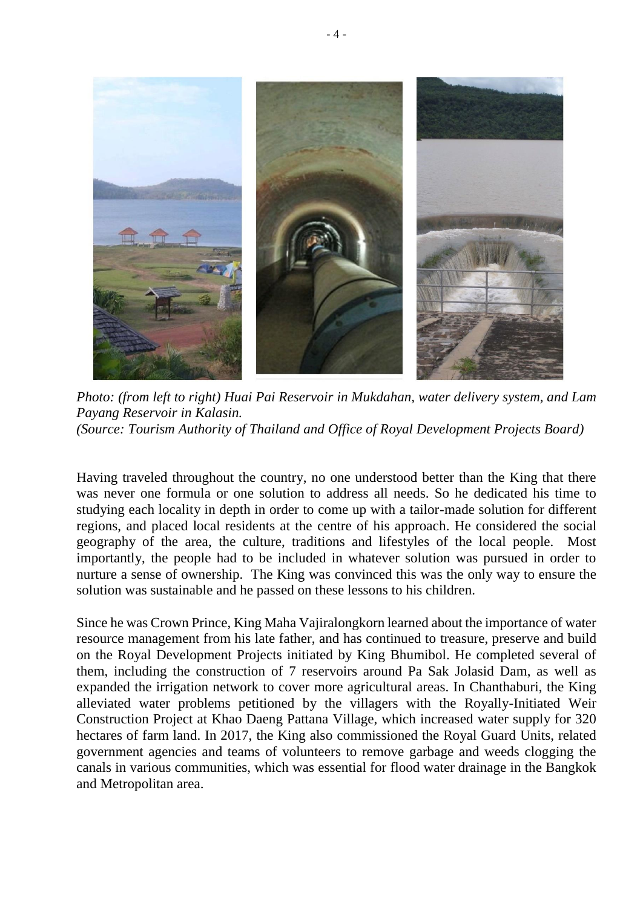*Photo: (from left to right) Huai Pai Reservoir in Mukdahan, water delivery system, and Lam Payang Reservoir in Kalasin.*
*(Source: Tourism Authority of Thailand and Office of Royal Development Projects Board)*

Having traveled throughout the country, no one understood better than the King that there was never one formula or one solution to address all needs. So he dedicated his time to studying each locality in depth in order to come up with a tailor-made solution for different regions, and placed local residents at the centre of his approach. He considered the social geography of the area, the culture, traditions and lifestyles of the local people. Most importantly, the people had to be included in whatever solution was pursued in order to nurture a sense of ownership. The King was convinced this was the only way to ensure the solution was sustainable and he passed on these lessons to his children.

Since he was Crown Prince, King Maha Vajiralongkorn learned about the importance of water resource management from his late father, and has continued to treasure, preserve and build on the Royal Development Projects initiated by King Bhumibol. He completed several of them, including the construction of 7 reservoirs around Pa Sak Jolasid Dam, as well as expanded the irrigation network to cover more agricultural areas. In Chanthaburi, the King alleviated water problems petitioned by the villagers with the Royally-Initiated Weir Construction Project at Khao Daeng Pattana Village, which increased water supply for 320 hectares of farm land. In 2017, the King also commissioned the Royal Guard Units, related government agencies and teams of volunteers to remove garbage and weeds clogging the canals in various communities, which was essential for flood water drainage in the Bangkok and Metropolitan area.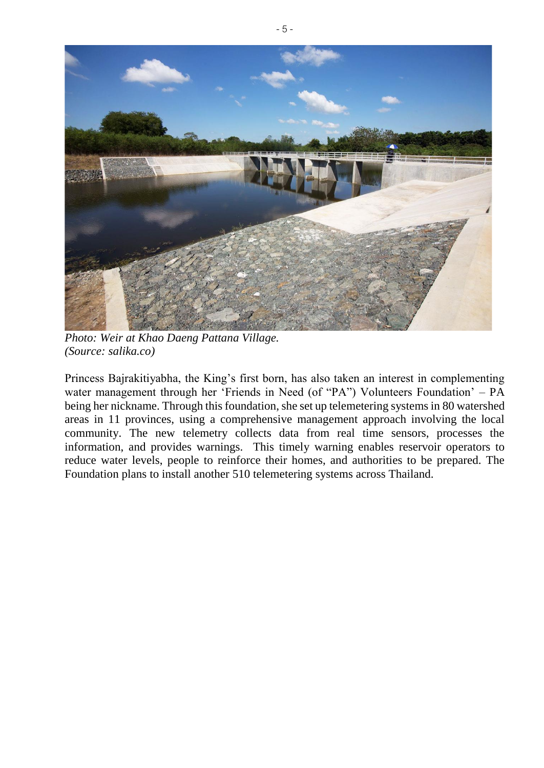*Photo: Weir at Khao Daeng Pattana Village.*
*(Source: salika.co)*

Princess Bajrakitiyabha, the King's first born, has also taken an interest in complementing water management through her 'Friends in Need (of "PA") Volunteers Foundation' – PA being her nickname. Through this foundation, she set up telemetering systems in 80 watershed areas in 11 provinces, using a comprehensive management approach involving the local community. The new telemetry collects data from real time sensors, processes the information, and provides warnings. This timely warning enables reservoir operators to reduce water levels, people to reinforce their homes, and authorities to be prepared. The Foundation plans to install another 510 telemetering systems across Thailand.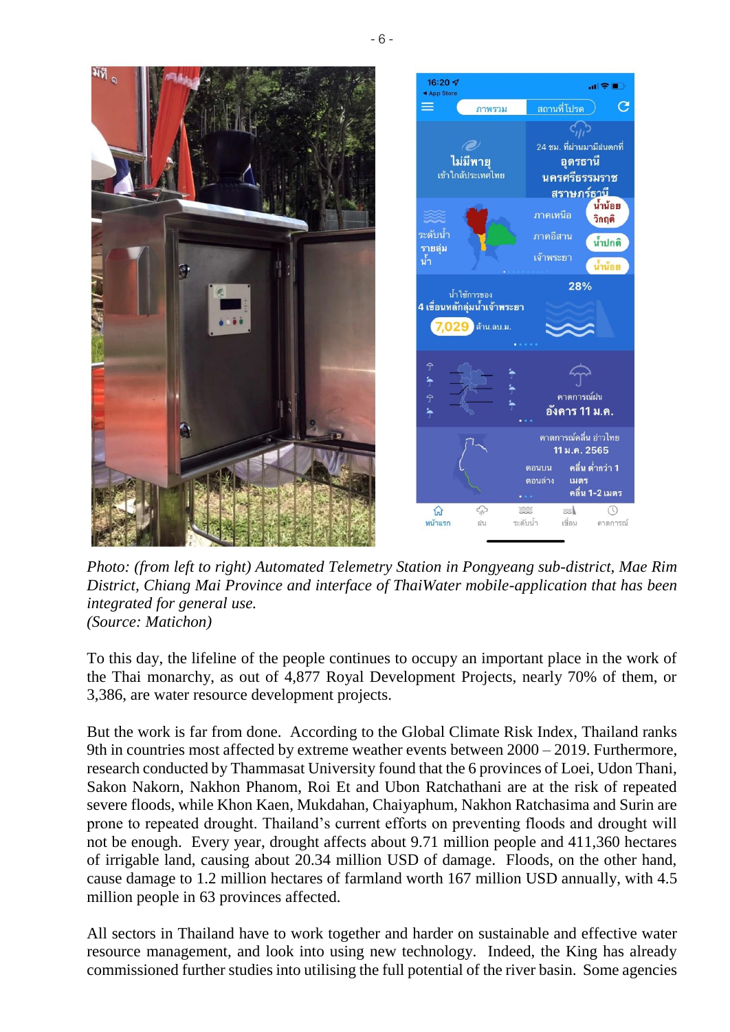*Photo: (from left to right) Automated Telemetry Station in Pongyeang sub-district, Mae Rim District, Chiang Mai Province and interface of ThaiWater mobile-application that has been integrated for general use.*
*(Source: Matichon)*

To this day, the lifeline of the people continues to occupy an important place in the work of the Thai monarchy, as out of 4,877 Royal Development Projects, nearly 70% of them, or 3,386, are water resource development projects.

But the work is far from done. According to the Global Climate Risk Index, Thailand ranks 9th in countries most affected by extreme weather events between 2000 – 2019. Furthermore, research conducted by Thammasat University found that the 6 provinces of Loei, Udon Thani, Sakon Nakorn, Nakhon Phanom, Roi Et and Ubon Ratchathani are at the risk of repeated severe floods, while Khon Kaen, Mukdahan, Chaiyaphum, Nakhon Ratchasima and Surin are prone to repeated drought. Thailand's current efforts on preventing floods and drought will not be enough. Every year, drought affects about 9.71 million people and 411,360 hectares of irrigable land, causing about 20.34 million USD of damage. Floods, on the other hand, cause damage to 1.2 million hectares of farmland worth 167 million USD annually, with 4.5 million people in 63 provinces affected.

All sectors in Thailand have to work together and harder on sustainable and effective water resource management, and look into using new technology. Indeed, the King has already commissioned further studies into utilising the full potential of the river basin. Some agencies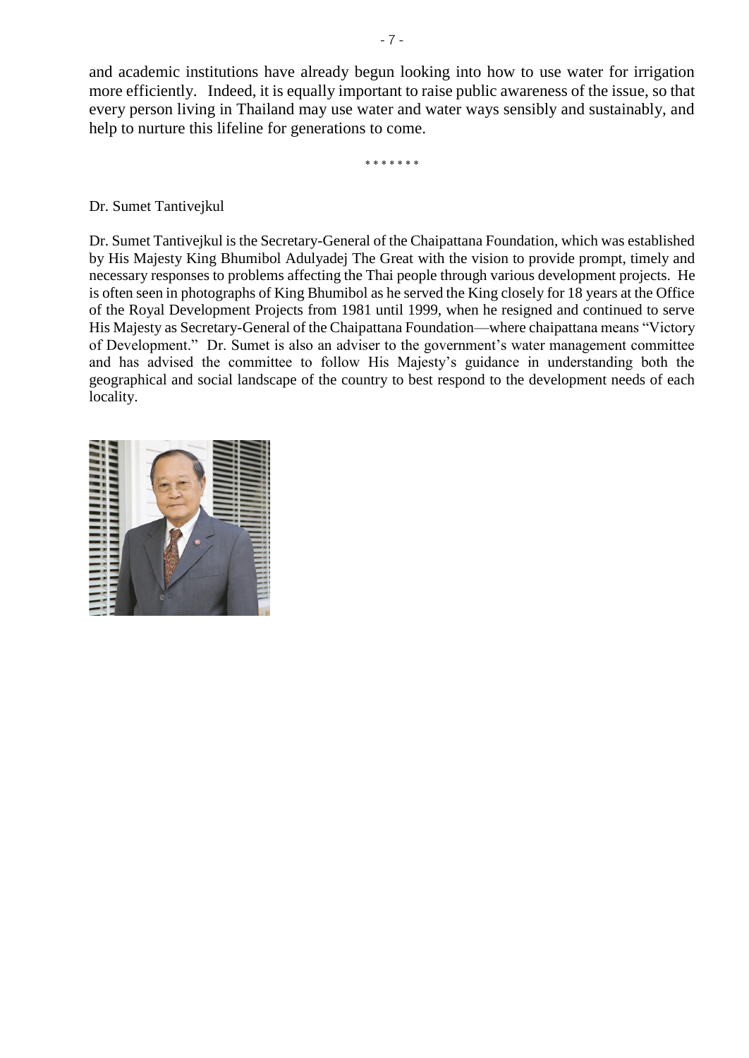and academic institutions have already begun looking into how to use water for irrigation more efficiently. Indeed, it is equally important to raise public awareness of the issue, so that every person living in Thailand may use water and water ways sensibly and sustainably, and help to nurture this lifeline for generations to come.

\* \* \* \* \* \* \*

Dr. Sumet Tantivejkul

Dr. Sumet Tantivejkul is the Secretary-General of the Chaipattana Foundation, which was established by His Majesty King Bhumibol Adulyadej The Great with the vision to provide prompt, timely and necessary responses to problems affecting the Thai people through various development projects. He is often seen in photographs of King Bhumibol as he served the King closely for 18 years at the Office of the Royal Development Projects from 1981 until 1999, when he resigned and continued to serve His Majesty as Secretary-General of the Chaipattana Foundation—where chaipattana means "Victory of Development." Dr. Sumet is also an adviser to the government's water management committee and has advised the committee to follow His Majesty's guidance in understanding both the geographical and social landscape of the country to best respond to the development needs of each locality.